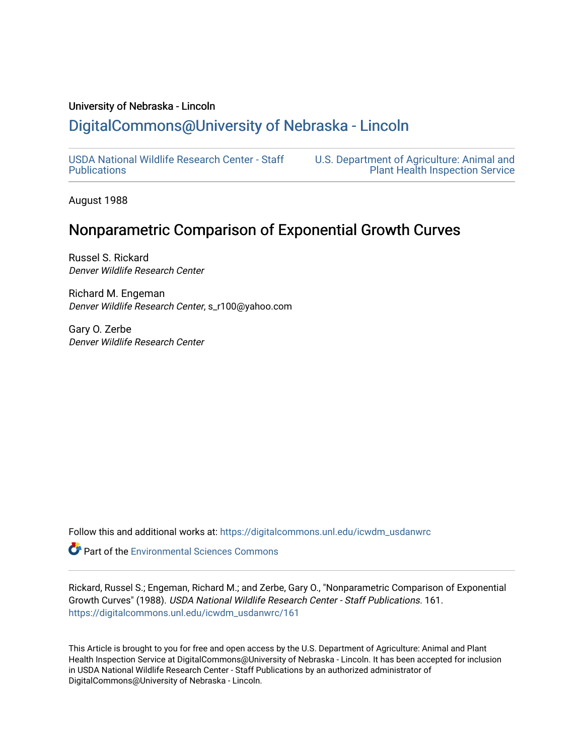University of Nebraska - Lincoln

## DigitalCommons@University of Nebraska - Lincoln

USDA National Wildlife Research Center - Staff Publications

U.S. Department of Agriculture: Animal and Plant Health Inspection Service

August 1988

# Nonparametric Comparison of Exponential Growth Curves

Russel S. Rickard
*Denver Wildlife Research Center*

Richard M. Engeman
*Denver Wildlife Research Center*, s_r100@yahoo.com

Gary O. Zerbe
*Denver Wildlife Research Center*

Follow this and additional works at: https://digitalcommons.unl.edu/icwdm_usdanwrc

Part of the Environmental Sciences Commons

Rickard, Russel S.; Engeman, Richard M.; and Zerbe, Gary O., "Nonparametric Comparison of Exponential Growth Curves" (1988). *USDA National Wildlife Research Center - Staff Publications*. 161.
https://digitalcommons.unl.edu/icwdm_usdanwrc/161

This Article is brought to you for free and open access by the U.S. Department of Agriculture: Animal and Plant Health Inspection Service at DigitalCommons@University of Nebraska - Lincoln. It has been accepted for inclusion in USDA National Wildlife Research Center - Staff Publications by an authorized administrator of DigitalCommons@University of Nebraska - Lincoln.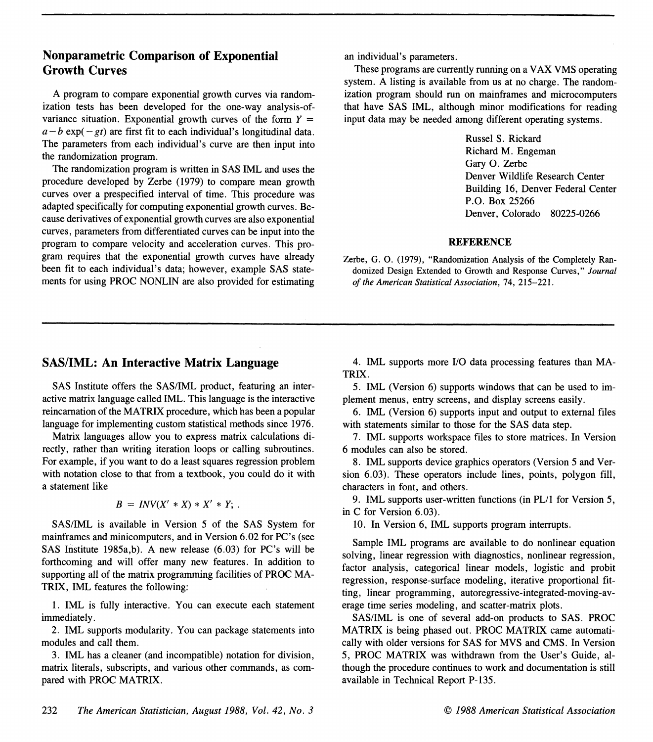## Nonparametric Comparison of Exponential Growth Curves

A program to compare exponential growth curves via randomization tests has been developed for the one-way analysis-of-variance situation. Exponential growth curves of the form $Y = a - b \exp(-gt)$ are first fit to each individual's longitudinal data. The parameters from each individual's curve are then input into the randomization program.

The randomization program is written in SAS IML and uses the procedure developed by Zerbe (1979) to compare mean growth curves over a prespecified interval of time. This procedure was adapted specifically for computing exponential growth curves. Because derivatives of exponential growth curves are also exponential curves, parameters from differentiated curves can be input into the program to compare velocity and acceleration curves. This program requires that the exponential growth curves have already been fit to each individual's data; however, example SAS statements for using PROC NONLIN are also provided for estimating an individual's parameters.

These programs are currently running on a VAX VMS operating system. A listing is available from us at no charge. The randomization program should run on mainframes and microcomputers that have SAS IML, although minor modifications for reading input data may be needed among different operating systems.

Russel S. Rickard
Richard M. Engeman
Gary O. Zerbe
Denver Wildlife Research Center
Building 16, Denver Federal Center
P.O. Box 25266
Denver, Colorado 80225-0266

### REFERENCE

Zerbe, G. O. (1979), "Randomization Analysis of the Completely Randomized Design Extended to Growth and Response Curves," *Journal of the American Statistical Association*, 74, 215–221.

## SAS/IML: An Interactive Matrix Language

SAS Institute offers the SAS/IML product, featuring an interactive matrix language called IML. This language is the interactive reincarnation of the MATRIX procedure, which has been a popular language for implementing custom statistical methods since 1976.

Matrix languages allow you to express matrix calculations directly, rather than writing iteration loops or calling subroutines. For example, if you want to do a least squares regression problem with notation close to that from a textbook, you could do it with a statement like

$$B = INV(X' * X) * X' * Y; .$$

SAS/IML is available in Version 5 of the SAS System for mainframes and minicomputers, and in Version 6.02 for PC's (see SAS Institute 1985a,b). A new release (6.03) for PC's will be forthcoming and will offer many new features. In addition to supporting all of the matrix programming facilities of PROC MATRIX, IML features the following:

1. IML is fully interactive. You can execute each statement immediately.
2. IML supports modularity. You can package statements into modules and call them.
3. IML has a cleaner (and incompatible) notation for division, matrix literals, subscripts, and various other commands, as compared with PROC MATRIX.
4. IML supports more I/O data processing features than MATRIX.
5. IML (Version 6) supports windows that can be used to implement menus, entry screens, and display screens easily.
6. IML (Version 6) supports input and output to external files with statements similar to those for the SAS data step.
7. IML supports workspace files to store matrices. In Version 6 modules can also be stored.
8. IML supports device graphics operators (Version 5 and Version 6.03). These operators include lines, points, polygon fill, characters in font, and others.
9. IML supports user-written functions (in PL/1 for Version 5, in C for Version 6.03).
10. In Version 6, IML supports program interrupts.

Sample IML programs are available to do nonlinear equation solving, linear regression with diagnostics, nonlinear regression, factor analysis, categorical linear models, logistic and probit regression, response-surface modeling, iterative proportional fitting, linear programming, autoregressive-integrated-moving-average time series modeling, and scatter-matrix plots.

SAS/IML is one of several add-on products to SAS. PROC MATRIX is being phased out. PROC MATRIX came automatically with older versions for SAS for MVS and CMS. In Version 5, PROC MATRIX was withdrawn from the User's Guide, although the procedure continues to work and documentation is still available in Technical Report P-135.

© 1988 American Statistical Association